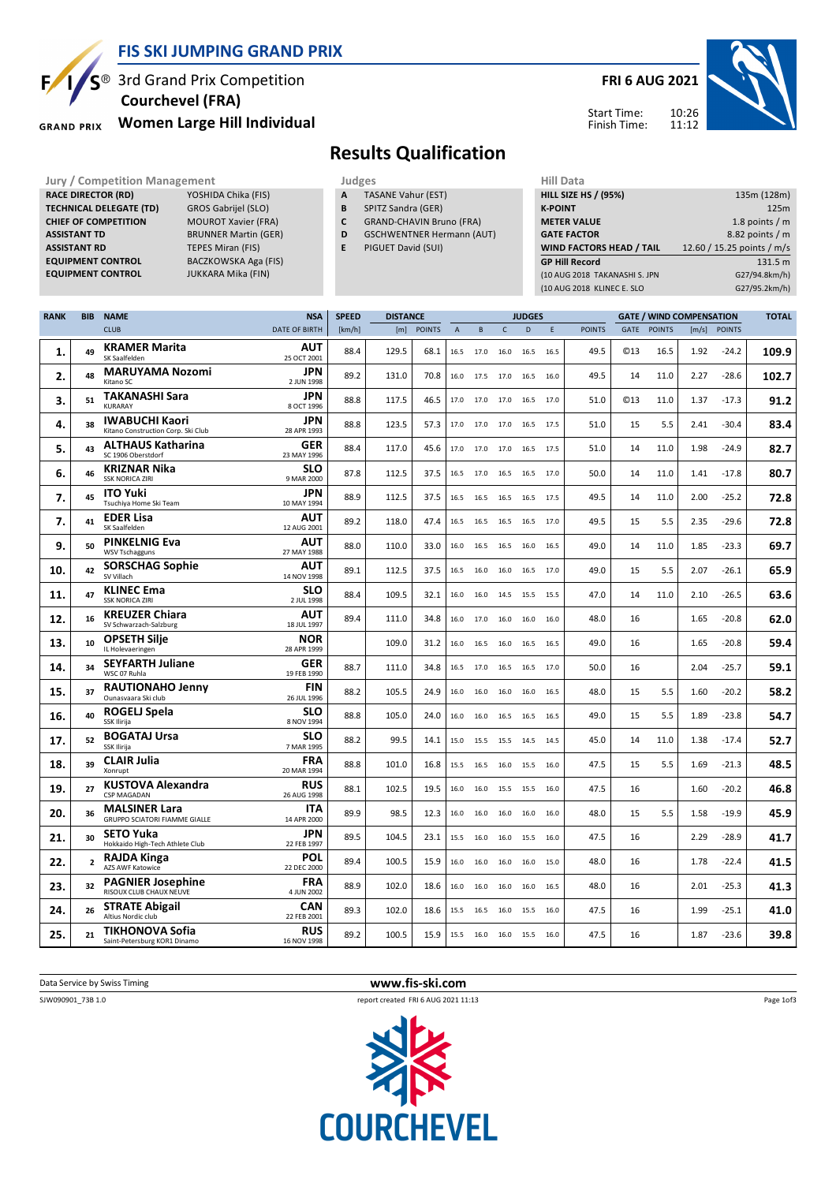# FIS SKI JUMPING GRAND PRIX

## 3rd Grand Prix Competition
## Courchevel (FRA)
## Women Large Hill Individual

**FRI 6 AUG 2021**

Start Time: 10:26
Finish Time: 11:12

# Results Qualification

| Jury / Competition Management | |
|---|---|
| RACE DIRECTOR (RD) | YOSHIDA Chika (FIS) |
| TECHNICAL DELEGATE (TD) | GROS Gabrijel (SLO) |
| CHIEF OF COMPETITION | MOUROT Xavier (FRA) |
| ASSISTANT TD | BRUNNER Martin (GER) |
| ASSISTANT RD | TEPES Miran (FIS) |
| EQUIPMENT CONTROL | BACZKOWSKA Aga (FIS) |
| EQUIPMENT CONTROL | JUKKARA Mika (FIN) |

| Judges | |
|---|---|
| A | TASANE Vahur (EST) |
| B | SPITZ Sandra (GER) |
| C | GRAND-CHAVIN Bruno (FRA) |
| D | GSCHWENTNER Hermann (AUT) |
| E | PIGUET David (SUI) |

| Hill Data | |
|---|---|
| HILL SIZE HS / (95%) | 135m (128m) |
| K-POINT | 125m |
| METER VALUE | 1.8 points / m |
| GATE FACTOR | 8.82 points / m |
| WIND FACTORS HEAD / TAIL | 12.60 / 15.25 points / m/s |
| GP Hill Record | 131.5 m |
| (10 AUG 2018 TAKANASHI S. JPN | G27/94.8km/h) |
| (10 AUG 2018 KLINEC E. SLO | G27/95.2km/h) |

| RANK | BIB | NAME / CLUB | NSA / DATE OF BIRTH | SPEED [km/h] | DISTANCE [m] | DISTANCE POINTS | A | B | C | D | E | JUDGES POINTS | GATE | GATE POINTS | WIND [m/s] | WIND POINTS | TOTAL |
|---|---|---|---|---|---|---|---|---|---|---|---|---|---|---|---|---|---|
| 1. | 49 | KRAMER Marita / SK Saalfelden | AUT / 25 OCT 2001 | 88.4 | 129.5 | 68.1 | 16.5 | 17.0 | 16.0 | 16.5 | 16.5 | 49.5 | ©13 | 16.5 | 1.92 | -24.2 | 109.9 |
| 2. | 48 | MARUYAMA Nozomi / Kitano SC | JPN / 2 JUN 1998 | 89.2 | 131.0 | 70.8 | 16.0 | 17.5 | 17.0 | 16.5 | 16.0 | 49.5 | 14 | 11.0 | 2.27 | -28.6 | 102.7 |
| 3. | 51 | TAKANASHI Sara / KURARAY | JPN / 8 OCT 1996 | 88.8 | 117.5 | 46.5 | 17.0 | 17.0 | 17.0 | 16.5 | 17.0 | 51.0 | ©13 | 11.0 | 1.37 | -17.3 | 91.2 |
| 4. | 38 | IWABUCHI Kaori / Kitano Construction Corp. Ski Club | JPN / 28 APR 1993 | 88.8 | 123.5 | 57.3 | 17.0 | 17.0 | 17.0 | 16.5 | 17.5 | 51.0 | 15 | 5.5 | 2.41 | -30.4 | 83.4 |
| 5. | 43 | ALTHAUS Katharina / SC 1906 Oberstdorf | GER / 23 MAY 1996 | 88.4 | 117.0 | 45.6 | 17.0 | 17.0 | 17.0 | 16.5 | 17.5 | 51.0 | 14 | 11.0 | 1.98 | -24.9 | 82.7 |
| 6. | 46 | KRIZNAR Nika / SSK NORICA ZIRI | SLO / 9 MAR 2000 | 87.8 | 112.5 | 37.5 | 16.5 | 17.0 | 16.5 | 16.5 | 17.0 | 50.0 | 14 | 11.0 | 1.41 | -17.8 | 80.7 |
| 7. | 45 | ITO Yuki / Tsuchiya Home Ski Team | JPN / 10 MAY 1994 | 88.9 | 112.5 | 37.5 | 16.5 | 16.5 | 16.5 | 16.5 | 17.5 | 49.5 | 14 | 11.0 | 2.00 | -25.2 | 72.8 |
| 7. | 41 | EDER Lisa / SK Saalfelden | AUT / 12 AUG 2001 | 89.2 | 118.0 | 47.4 | 16.5 | 16.5 | 16.5 | 16.5 | 17.0 | 49.5 | 15 | 5.5 | 2.35 | -29.6 | 72.8 |
| 9. | 50 | PINKELNIG Eva / WSV Tschagguns | AUT / 27 MAY 1988 | 88.0 | 110.0 | 33.0 | 16.0 | 16.5 | 16.5 | 16.0 | 16.5 | 49.0 | 14 | 11.0 | 1.85 | -23.3 | 69.7 |
| 10. | 42 | SORSCHAG Sophie / SV Villach | AUT / 14 NOV 1998 | 89.1 | 112.5 | 37.5 | 16.5 | 16.0 | 16.0 | 16.5 | 17.0 | 49.0 | 15 | 5.5 | 2.07 | -26.1 | 65.9 |
| 11. | 47 | KLINEC Ema / SSK NORICA ZIRI | SLO / 2 JUL 1998 | 88.4 | 109.5 | 32.1 | 16.0 | 16.0 | 14.5 | 15.5 | 15.5 | 47.0 | 14 | 11.0 | 2.10 | -26.5 | 63.6 |
| 12. | 16 | KREUZER Chiara / SV Schwarzach-Salzburg | AUT / 18 JUL 1997 | 89.4 | 111.0 | 34.8 | 16.0 | 17.0 | 16.0 | 16.0 | 16.0 | 48.0 | 16 | | 1.65 | -20.8 | 62.0 |
| 13. | 10 | OPSETH Silje / IL Holevaeringen | NOR / 28 APR 1999 | | 109.0 | 31.2 | 16.0 | 16.5 | 16.0 | 16.5 | 16.5 | 49.0 | 16 | | 1.65 | -20.8 | 59.4 |
| 14. | 34 | SEYFARTH Juliane / WSC 07 Ruhla | GER / 19 FEB 1990 | 88.7 | 111.0 | 34.8 | 16.5 | 17.0 | 16.5 | 16.5 | 17.0 | 50.0 | 16 | | 2.04 | -25.7 | 59.1 |
| 15. | 37 | RAUTIONAHO Jenny / Ounasvaara Ski club | FIN / 26 JUL 1996 | 88.2 | 105.5 | 24.9 | 16.0 | 16.0 | 16.0 | 16.0 | 16.5 | 48.0 | 15 | 5.5 | 1.60 | -20.2 | 58.2 |
| 16. | 40 | ROGELJ Spela / SSK Ilirija | SLO / 8 NOV 1994 | 88.8 | 105.0 | 24.0 | 16.0 | 16.0 | 16.5 | 16.5 | 16.5 | 49.0 | 15 | 5.5 | 1.89 | -23.8 | 54.7 |
| 17. | 52 | BOGATAJ Ursa / SSK Ilirija | SLO / 7 MAR 1995 | 88.2 | 99.5 | 14.1 | 15.0 | 15.5 | 15.5 | 14.5 | 14.5 | 45.0 | 14 | 11.0 | 1.38 | -17.4 | 52.7 |
| 18. | 39 | CLAIR Julia / Xonrupt | FRA / 20 MAR 1994 | 88.8 | 101.0 | 16.8 | 15.5 | 16.5 | 16.0 | 15.5 | 16.0 | 47.5 | 15 | 5.5 | 1.69 | -21.3 | 48.5 |
| 19. | 27 | KUSTOVA Alexandra / CSP MAGADAN | RUS / 26 AUG 1998 | 88.1 | 102.5 | 19.5 | 16.0 | 16.0 | 15.5 | 15.5 | 16.0 | 47.5 | 16 | | 1.60 | -20.2 | 46.8 |
| 20. | 36 | MALSINER Lara / GRUPPO SCIATORI FIAMME GIALLE | ITA / 14 APR 2000 | 89.9 | 98.5 | 12.3 | 16.0 | 16.0 | 16.0 | 16.0 | 16.0 | 48.0 | 15 | 5.5 | 1.58 | -19.9 | 45.9 |
| 21. | 30 | SETO Yuka / Hokkaido High-Tech Athlete Club | JPN / 22 FEB 1997 | 89.5 | 104.5 | 23.1 | 15.5 | 16.0 | 16.0 | 15.5 | 16.0 | 47.5 | 16 | | 2.29 | -28.9 | 41.7 |
| 22. | 2 | RAJDA Kinga / AZS AWF Katowice | POL / 22 DEC 2000 | 89.4 | 100.5 | 15.9 | 16.0 | 16.0 | 16.0 | 16.0 | 15.0 | 48.0 | 16 | | 1.78 | -22.4 | 41.5 |
| 23. | 32 | PAGNIER Josephine / RISOUX CLUB CHAUX NEUVE | FRA / 4 JUN 2002 | 88.9 | 102.0 | 18.6 | 16.0 | 16.0 | 16.0 | 16.0 | 16.5 | 48.0 | 16 | | 2.01 | -25.3 | 41.3 |
| 24. | 26 | STRATE Abigail / Altius Nordic club | CAN / 22 FEB 2001 | 89.3 | 102.0 | 18.6 | 15.5 | 16.5 | 16.0 | 15.5 | 16.0 | 47.5 | 16 | | 1.99 | -25.1 | 41.0 |
| 25. | 21 | TIKHONOVA Sofia / Saint-Petersburg KOR1 Dinamo | RUS / 16 NOV 1998 | 89.2 | 100.5 | 15.9 | 15.5 | 16.0 | 16.0 | 15.5 | 16.0 | 47.5 | 16 | | 1.87 | -23.6 | 39.8 |

Data Service by Swiss Timing — www.fis-ski.com

SJW090901_73B 1.0 — report created FRI 6 AUG 2021 11:13

COURCHEVEL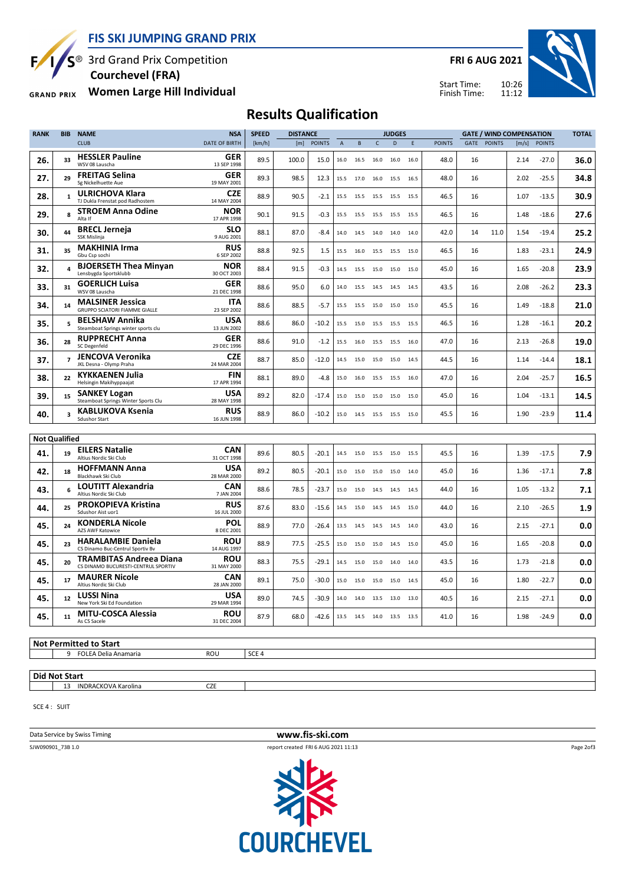# FIS SKI JUMPING GRAND PRIX

3rd Grand Prix Competition
Courchevel (FRA)
**Women Large Hill Individual**

FRI 6 AUG 2021

Start Time: 10:26
Finish Time: 11:12

## Results Qualification

| RANK | BIB | NAME / CLUB | NSA / DATE OF BIRTH | SPEED [km/h] | DISTANCE [m] | DISTANCE POINTS | A | B | C | D | E | JUDGES POINTS | GATE | GATE POINTS | WIND [m/s] | WIND POINTS | TOTAL |
|---|---|---|---|---|---|---|---|---|---|---|---|---|---|---|---|---|---|
| 26. | 33 | **HESSLER Pauline** WSV 08 Lauscha | GER 13 SEP 1998 | 89.5 | 100.0 | 15.0 | 16.0 | 16.5 | 16.0 | 16.0 | 16.0 | 48.0 | 16 | | 2.14 | -27.0 | 36.0 |
| 27. | 29 | **FREITAG Selina** Sg Nickelhuette Aue | GER 19 MAY 2001 | 89.3 | 98.5 | 12.3 | 15.5 | 17.0 | 16.0 | 15.5 | 16.5 | 48.0 | 16 | | 2.02 | -25.5 | 34.8 |
| 28. | 1 | **ULRICHOVA Klara** TJ Dukla Frenstat pod Radhostem | CZE 14 MAY 2004 | 88.9 | 90.5 | -2.1 | 15.5 | 15.5 | 15.5 | 15.5 | 15.5 | 46.5 | 16 | | 1.07 | -13.5 | 30.9 |
| 29. | 8 | **STROEM Anna Odine** Alta If | NOR 17 APR 1998 | 90.1 | 91.5 | -0.3 | 15.5 | 15.5 | 15.5 | 15.5 | 15.5 | 46.5 | 16 | | 1.48 | -18.6 | 27.6 |
| 30. | 44 | **BRECL Jerneja** SSK Mislinja | SLO 9 AUG 2001 | 88.1 | 87.0 | -8.4 | 14.0 | 14.5 | 14.0 | 14.0 | 14.0 | 42.0 | 14 | 11.0 | 1.54 | -19.4 | 25.2 |
| 31. | 35 | **MAKHINIA Irma** Gbu Csp sochi | RUS 6 SEP 2002 | 88.8 | 92.5 | 1.5 | 15.5 | 16.0 | 15.5 | 15.5 | 15.0 | 46.5 | 16 | | 1.83 | -23.1 | 24.9 |
| 32. | 4 | **BJOERSETH Thea Minyan** Lensbygda Sportsklubb | NOR 30 OCT 2003 | 88.4 | 91.5 | -0.3 | 14.5 | 15.5 | 15.0 | 15.0 | 15.0 | 45.0 | 16 | | 1.65 | -20.8 | 23.9 |
| 33. | 31 | **GOERLICH Luisa** WSV 08 Lauscha | GER 21 DEC 1998 | 88.6 | 95.0 | 6.0 | 14.0 | 15.5 | 14.5 | 14.5 | 14.5 | 43.5 | 16 | | 2.08 | -26.2 | 23.3 |
| 34. | 14 | **MALSINER Jessica** GRUPPO SCIATORI FIAMME GIALLE | ITA 23 SEP 2002 | 88.6 | 88.5 | -5.7 | 15.5 | 15.5 | 15.0 | 15.0 | 15.0 | 45.5 | 16 | | 1.49 | -18.8 | 21.0 |
| 35. | 5 | **BELSHAW Annika** Steamboat Springs winter sports clu | USA 13 JUN 2002 | 88.6 | 86.0 | -10.2 | 15.5 | 15.0 | 15.5 | 15.5 | 15.5 | 46.5 | 16 | | 1.28 | -16.1 | 20.2 |
| 36. | 28 | **RUPPRECHT Anna** SC Degenfeld | GER 29 DEC 1996 | 88.6 | 91.0 | -1.2 | 15.5 | 16.0 | 15.5 | 15.5 | 16.0 | 47.0 | 16 | | 2.13 | -26.8 | 19.0 |
| 37. | 7 | **JENCOVA Veronika** JKL Desna - Olymp Praha | CZE 24 MAR 2004 | 88.7 | 85.0 | -12.0 | 14.5 | 15.0 | 15.0 | 15.0 | 14.5 | 44.5 | 16 | | 1.14 | -14.4 | 18.1 |
| 38. | 22 | **KYKKAENEN Julia** Helsingin Makihyppaajat | FIN 17 APR 1994 | 88.1 | 89.0 | -4.8 | 15.0 | 16.0 | 15.5 | 15.5 | 16.0 | 47.0 | 16 | | 2.04 | -25.7 | 16.5 |
| 39. | 15 | **SANKEY Logan** Steamboat Springs Winter Sports Clu | USA 28 MAY 1998 | 89.2 | 82.0 | -17.4 | 15.0 | 15.0 | 15.0 | 15.0 | 15.0 | 45.0 | 16 | | 1.04 | -13.1 | 14.5 |
| 40. | 3 | **KABLUKOVA Ksenia** Sdushor Start | RUS 16 JUN 1998 | 88.9 | 86.0 | -10.2 | 15.0 | 14.5 | 15.5 | 15.5 | 15.0 | 45.5 | 16 | | 1.90 | -23.9 | 11.4 |

### Not Qualified

| RANK | BIB | NAME / CLUB | NSA / DATE OF BIRTH | SPEED [km/h] | DISTANCE [m] | DISTANCE POINTS | A | B | C | D | E | JUDGES POINTS | GATE | GATE POINTS | WIND [m/s] | WIND POINTS | TOTAL |
|---|---|---|---|---|---|---|---|---|---|---|---|---|---|---|---|---|---|
| 41. | 19 | **EILERS Natalie** Altius Nordic Ski Club | CAN 31 OCT 1998 | 89.6 | 80.5 | -20.1 | 14.5 | 15.0 | 15.5 | 15.0 | 15.5 | 45.5 | 16 | | 1.39 | -17.5 | 7.9 |
| 42. | 18 | **HOFFMANN Anna** Blackhawk Ski Club | USA 28 MAR 2000 | 89.2 | 80.5 | -20.1 | 15.0 | 15.0 | 15.0 | 15.0 | 14.0 | 45.0 | 16 | | 1.36 | -17.1 | 7.8 |
| 43. | 6 | **LOUTITT Alexandria** Altius Nordic Ski Club | CAN 7 JAN 2004 | 88.6 | 78.5 | -23.7 | 15.0 | 15.0 | 14.5 | 14.5 | 14.5 | 44.0 | 16 | | 1.05 | -13.2 | 7.1 |
| 44. | 25 | **PROKOPIEVA Kristina** Sdushor Aist uor1 | RUS 16 JUL 2000 | 87.6 | 83.0 | -15.6 | 14.5 | 15.0 | 14.5 | 14.5 | 15.0 | 44.0 | 16 | | 2.10 | -26.5 | 1.9 |
| 45. | 24 | **KONDERLA Nicole** AZS AWF Katowice | POL 8 DEC 2001 | 88.9 | 77.0 | -26.4 | 13.5 | 14.5 | 14.5 | 14.5 | 14.0 | 43.0 | 16 | | 2.15 | -27.1 | 0.0 |
| 45. | 23 | **HARALAMBIE Daniela** CS Dinamo Buc-Centrul Sportiv Bv | ROU 14 AUG 1997 | 88.9 | 77.5 | -25.5 | 15.0 | 15.0 | 15.0 | 14.5 | 15.0 | 45.0 | 16 | | 1.65 | -20.8 | 0.0 |
| 45. | 20 | **TRAMBITAS Andreea Diana** CS DINAMO BUCURESTI-CENTRUL SPORTIV | ROU 31 MAY 2000 | 88.3 | 75.5 | -29.1 | 14.5 | 15.0 | 15.0 | 14.0 | 14.0 | 43.5 | 16 | | 1.73 | -21.8 | 0.0 |
| 45. | 17 | **MAURER Nicole** Altius Nordic Ski Club | CAN 28 JAN 2000 | 89.1 | 75.0 | -30.0 | 15.0 | 15.0 | 15.0 | 15.0 | 14.5 | 45.0 | 16 | | 1.80 | -22.7 | 0.0 |
| 45. | 12 | **LUSSI Nina** New York Ski Ed Foundation | USA 29 MAR 1994 | 89.0 | 74.5 | -30.9 | 14.0 | 14.0 | 13.5 | 13.0 | 13.0 | 40.5 | 16 | | 2.15 | -27.1 | 0.0 |
| 45. | 11 | **MITU-COSCA Alessia** As CS Sacele | ROU 31 DEC 2004 | 87.9 | 68.0 | -42.6 | 13.5 | 14.5 | 14.0 | 13.5 | 13.5 | 41.0 | 16 | | 1.98 | -24.9 | 0.0 |

### Not Permitted to Start

| BIB | NAME | NSA | REASON |
|---|---|---|---|
| 9 | FOLEA Delia Anamaria | ROU | SCE 4 |

### Did Not Start

| BIB | NAME | NSA |
|---|---|---|
| 13 | INDRACKOVA Karolina | CZE |

SCE 4 : SUIT

Data Service by Swiss Timing — www.fis-ski.com

SJW090901_73B 1.0 — report created FRI 6 AUG 2021 11:13

COURCHEVEL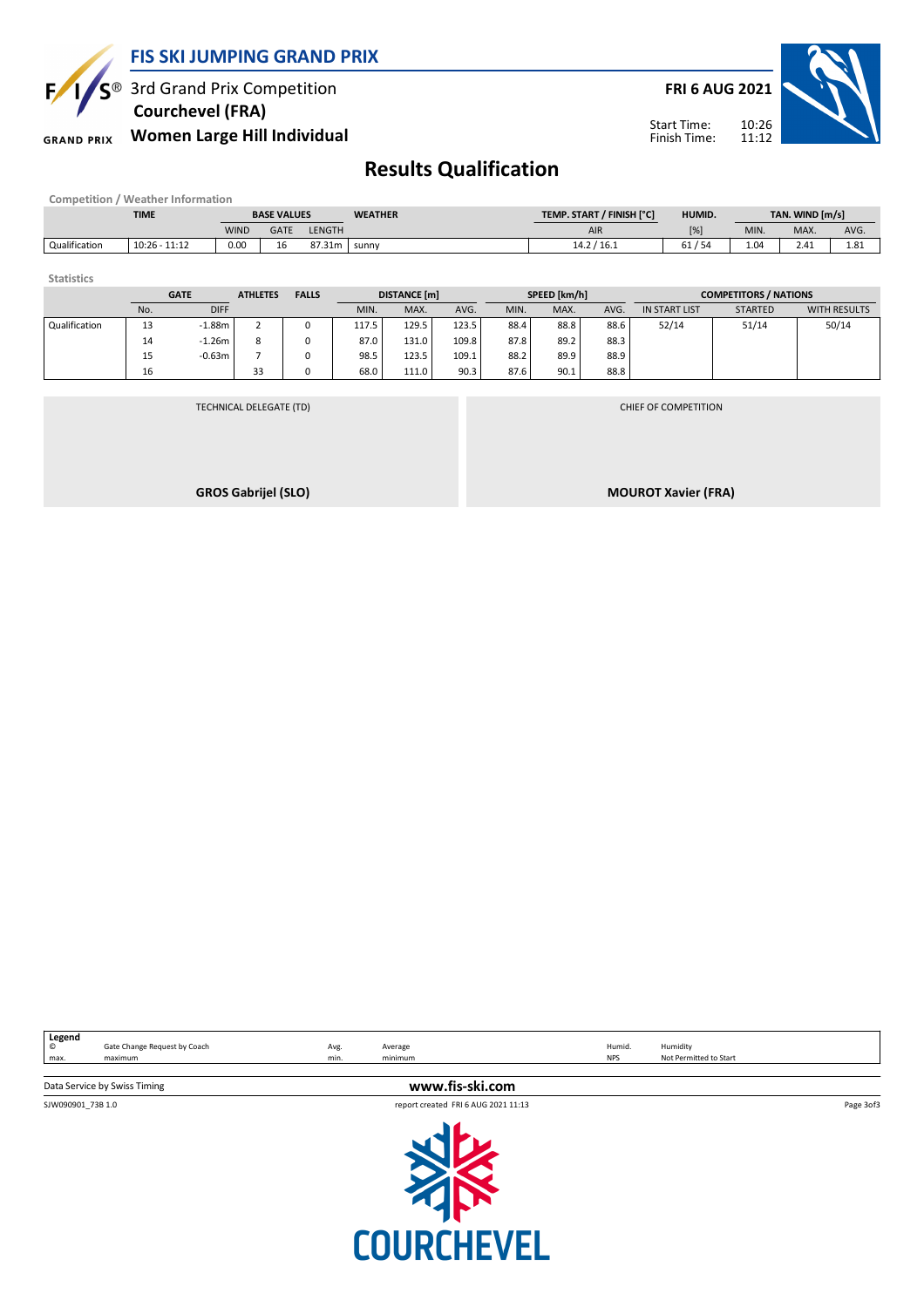# FIS SKI JUMPING GRAND PRIX

3rd Grand Prix Competition
**Courchevel (FRA)**
**Women Large Hill Individual**

**FRI 6 AUG 2021**

Start Time: 10:26
Finish Time: 11:12

## Results Qualification

Competition / Weather Information

| | TIME | BASE VALUES | | | WEATHER | TEMP. START / FINISH [°C] | HUMID. | TAN. WIND [m/s] | | |
|---|---|---|---|---|---|---|---|---|---|---|
| | | WIND | GATE | LENGTH | | AIR | [%] | MIN. | MAX. | AVG. |
| Qualification | 10:26 - 11:12 | 0.00 | 16 | 87.31m | sunny | 14.2 / 16.1 | 61 / 54 | 1.04 | 2.41 | 1.81 |

Statistics

| | GATE | | ATHLETES | FALLS | DISTANCE [m] | | | SPEED [km/h] | | | COMPETITORS / NATIONS | | |
|---|---|---|---|---|---|---|---|---|---|---|---|---|---|
| | No. | DIFF | | | MIN. | MAX. | AVG. | MIN. | MAX. | AVG. | IN START LIST | STARTED | WITH RESULTS |
| Qualification | 13 | -1.88m | 2 | 0 | 117.5 | 129.5 | 123.5 | 88.4 | 88.8 | 88.6 | 52/14 | 51/14 | 50/14 |
| | 14 | -1.26m | 8 | 0 | 87.0 | 131.0 | 109.8 | 87.8 | 89.2 | 88.3 | | | |
| | 15 | -0.63m | 7 | 0 | 98.5 | 123.5 | 109.1 | 88.2 | 89.9 | 88.9 | | | |
| | 16 | | 33 | 0 | 68.0 | 111.0 | 90.3 | 87.6 | 90.1 | 88.8 | | | |

| TECHNICAL DELEGATE (TD) | CHIEF OF COMPETITION |
|---|---|
| **GROS Gabrijel (SLO)** | **MOUROT Xavier (FRA)** |

**Legend**

| | | | | | |
|---|---|---|---|---|---|
| © | Gate Change Request by Coach | Avg. | Average | Humid. | Humidity |
| max. | maximum | min. | minimum | NPS | Not Permitted to Start |

Data Service by Swiss Timing

www.fis-ski.com

SJW090901_73B 1.0

report created FRI 6 AUG 2021 11:13

COURCHEVEL